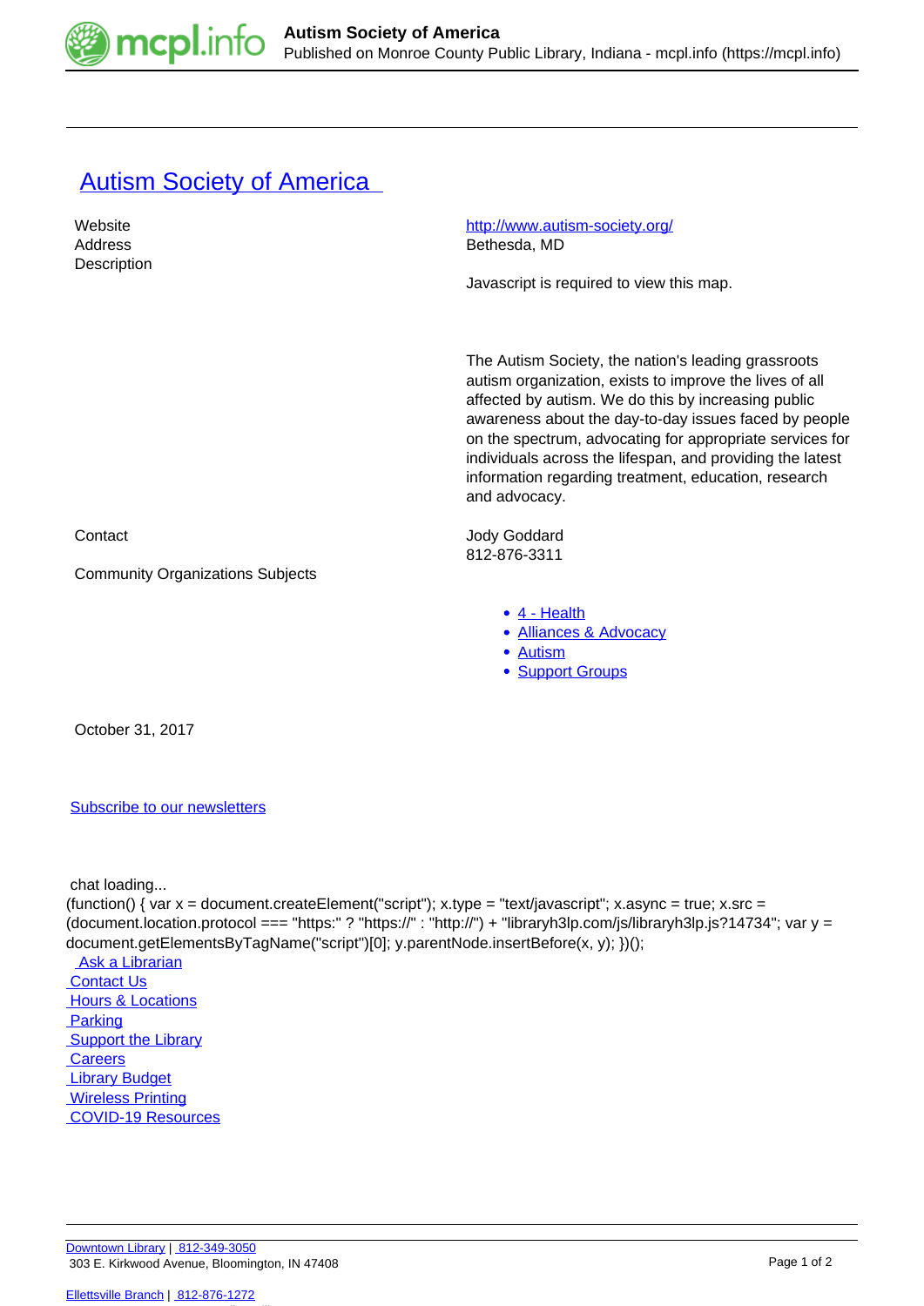# [Autism Society of America](#)

| | |
|---|---|
| Website | [http://www.autism-society.org/](http://www.autism-society.org/) |
| Address | Bethesda, MD |
| Description | Javascript is required to view this map.<br><br>The Autism Society, the nation's leading grassroots autism organization, exists to improve the lives of all affected by autism. We do this by increasing public awareness about the day-to-day issues faced by people on the spectrum, advocating for appropriate services for individuals across the lifespan, and providing the latest information regarding treatment, education, research and advocacy. |
| Contact | Jody Goddard<br>812-876-3311 |
| Community Organizations Subjects | - 4 - Health<br>- Alliances & Advocacy<br>- Autism<br>- Support Groups |

October 31, 2017

[Subscribe to our newsletters](#)

chat loading...

```
(function() { var x = document.createElement("script"); x.type = "text/javascript"; x.async = true; x.src = (document.location.protocol === "https:" ? "https://" : "http://") + "libraryh3lp.com/js/libraryh3lp.js?14734"; var y = document.getElementsByTagName("script")[0]; y.parentNode.insertBefore(x, y); })();
```

[Ask a Librarian](#)
[Contact Us](#)
[Hours & Locations](#)
[Parking](#)
[Support the Library](#)
[Careers](#)
[Library Budget](#)
[Wireless Printing](#)
[COVID-19 Resources](#)

[Downtown Library](#) | [812-349-3050](#)
303 E. Kirkwood Avenue, Bloomington, IN 47408

[Ellettsville Branch](#) | [812-876-1272](#)